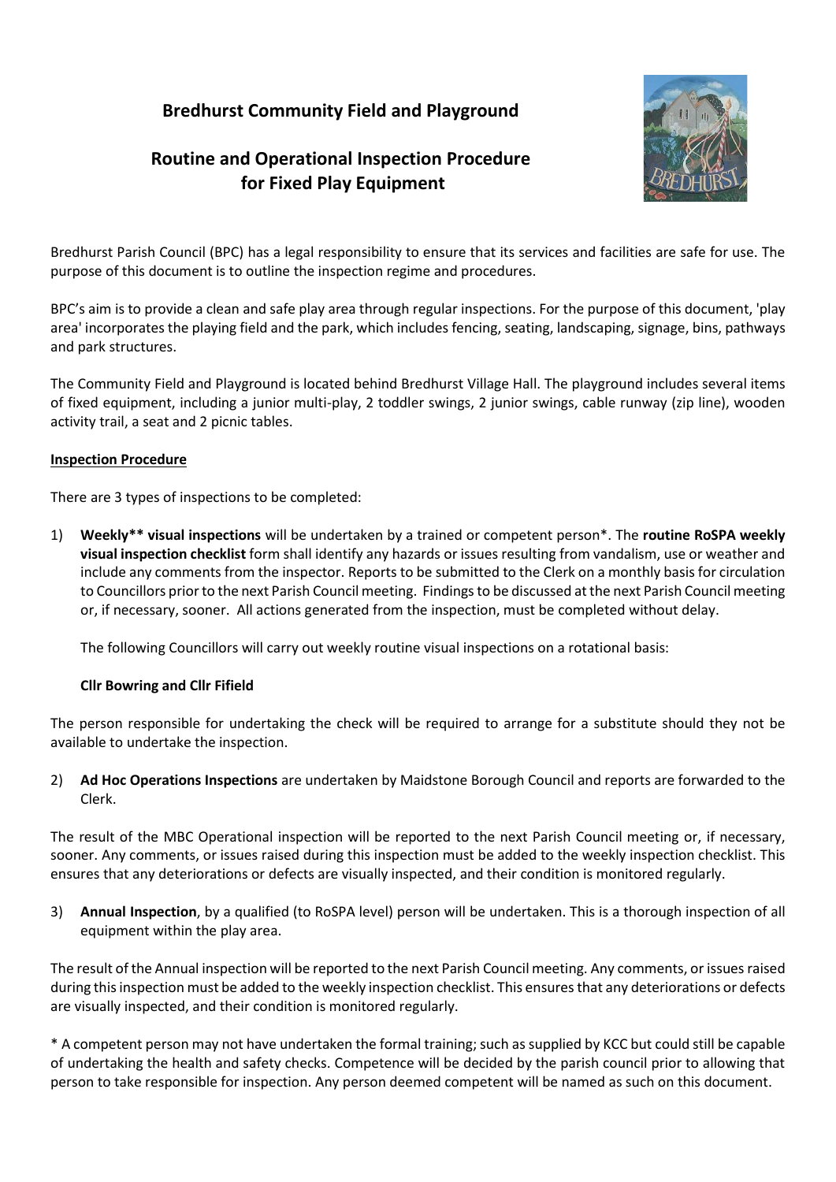# Bredhurst Community Field and Playground

## Routine and Operational Inspection Procedure for Fixed Play Equipment

Bredhurst Parish Council (BPC) has a legal responsibility to ensure that its services and facilities are safe for use. The purpose of this document is to outline the inspection regime and procedures.

BPC's aim is to provide a clean and safe play area through regular inspections. For the purpose of this document, 'play area' incorporates the playing field and the park, which includes fencing, seating, landscaping, signage, bins, pathways and park structures.

The Community Field and Playground is located behind Bredhurst Village Hall. The playground includes several items of fixed equipment, including a junior multi-play, 2 toddler swings, 2 junior swings, cable runway (zip line), wooden activity trail, a seat and 2 picnic tables.

**Inspection Procedure**

There are 3 types of inspections to be completed:

1) **Weekly** visual inspections** will be undertaken by a trained or competent person*. The **routine RoSPA weekly visual inspection checklist** form shall identify any hazards or issues resulting from vandalism, use or weather and include any comments from the inspector. Reports to be submitted to the Clerk on a monthly basis for circulation to Councillors prior to the next Parish Council meeting. Findings to be discussed at the next Parish Council meeting or, if necessary, sooner. All actions generated from the inspection, must be completed without delay.

   The following Councillors will carry out weekly routine visual inspections on a rotational basis:

   **Cllr Bowring and Cllr Fifield**

The person responsible for undertaking the check will be required to arrange for a substitute should they not be available to undertake the inspection.

2) **Ad Hoc Operations Inspections** are undertaken by Maidstone Borough Council and reports are forwarded to the Clerk.

The result of the MBC Operational inspection will be reported to the next Parish Council meeting or, if necessary, sooner. Any comments, or issues raised during this inspection must be added to the weekly inspection checklist. This ensures that any deteriorations or defects are visually inspected, and their condition is monitored regularly.

3) **Annual Inspection**, by a qualified (to RoSPA level) person will be undertaken. This is a thorough inspection of all equipment within the play area.

The result of the Annual inspection will be reported to the next Parish Council meeting. Any comments, or issues raised during this inspection must be added to the weekly inspection checklist. This ensures that any deteriorations or defects are visually inspected, and their condition is monitored regularly.

* A competent person may not have undertaken the formal training; such as supplied by KCC but could still be capable of undertaking the health and safety checks. Competence will be decided by the parish council prior to allowing that person to take responsible for inspection. Any person deemed competent will be named as such on this document.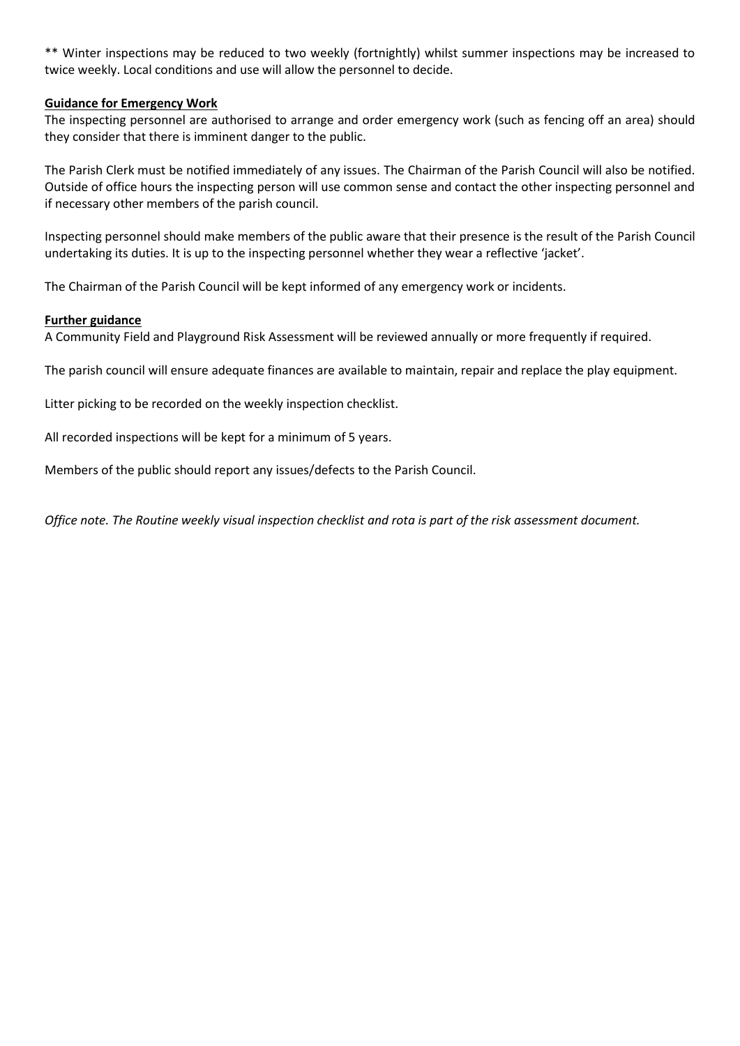** Winter inspections may be reduced to two weekly (fortnightly) whilst summer inspections may be increased to twice weekly. Local conditions and use will allow the personnel to decide.

**Guidance for Emergency Work**

The inspecting personnel are authorised to arrange and order emergency work (such as fencing off an area) should they consider that there is imminent danger to the public.

The Parish Clerk must be notified immediately of any issues. The Chairman of the Parish Council will also be notified. Outside of office hours the inspecting person will use common sense and contact the other inspecting personnel and if necessary other members of the parish council.

Inspecting personnel should make members of the public aware that their presence is the result of the Parish Council undertaking its duties. It is up to the inspecting personnel whether they wear a reflective 'jacket'.

The Chairman of the Parish Council will be kept informed of any emergency work or incidents.

**Further guidance**

A Community Field and Playground Risk Assessment will be reviewed annually or more frequently if required.

The parish council will ensure adequate finances are available to maintain, repair and replace the play equipment.

Litter picking to be recorded on the weekly inspection checklist.

All recorded inspections will be kept for a minimum of 5 years.

Members of the public should report any issues/defects to the Parish Council.

*Office note. The Routine weekly visual inspection checklist and rota is part of the risk assessment document.*